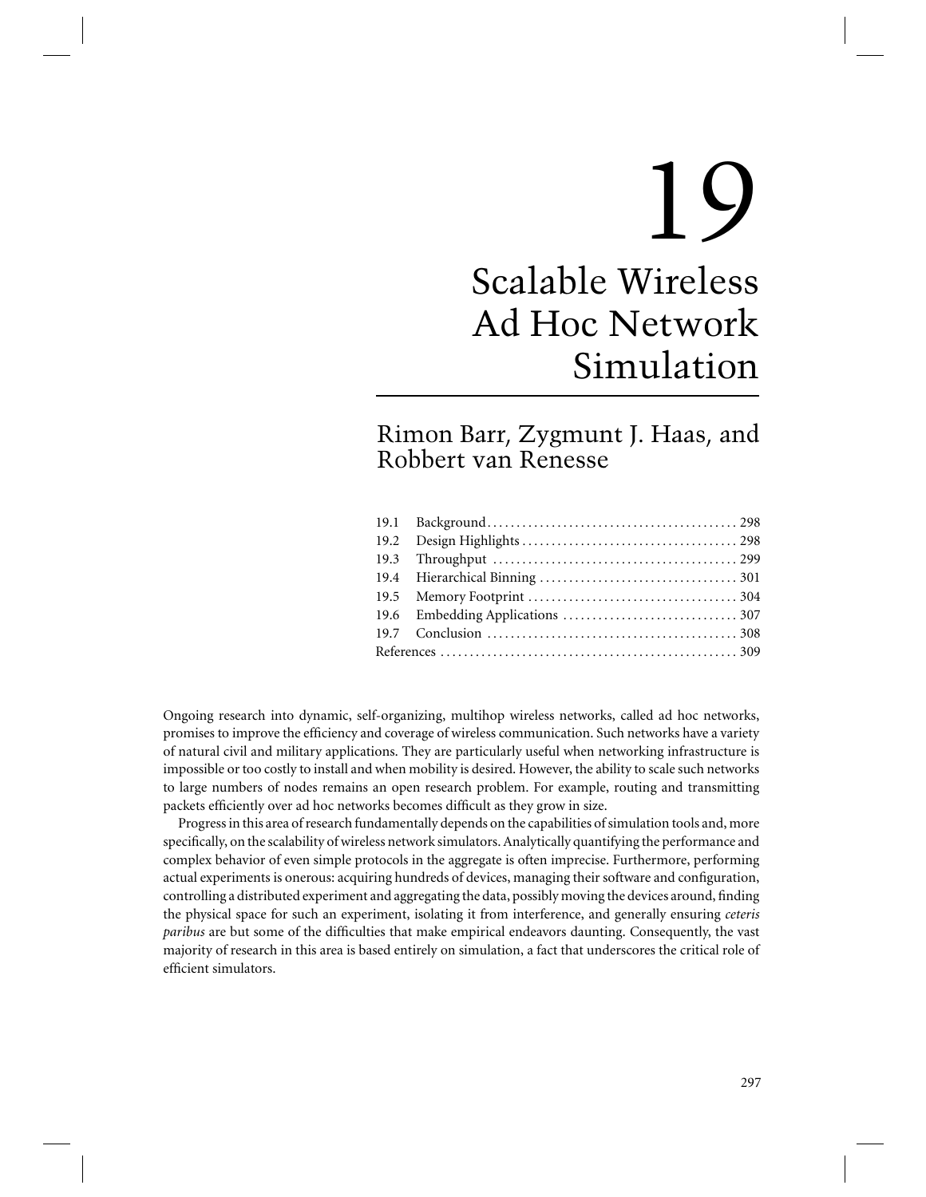# 19 Scalable Wireless Ad Hoc Network Simulation

Rimon Barr, Zygmunt J. Haas, and Robbert van Renesse

| | | |
|---|---|---|
| 19.1 | Background | 298 |
| 19.2 | Design Highlights | 298 |
| 19.3 | Throughput | 299 |
| 19.4 | Hierarchical Binning | 301 |
| 19.5 | Memory Footprint | 304 |
| 19.6 | Embedding Applications | 307 |
| 19.7 | Conclusion | 308 |
| References | | 309 |

Ongoing research into dynamic, self-organizing, multihop wireless networks, called ad hoc networks, promises to improve the efficiency and coverage of wireless communication. Such networks have a variety of natural civil and military applications. They are particularly useful when networking infrastructure is impossible or too costly to install and when mobility is desired. However, the ability to scale such networks to large numbers of nodes remains an open research problem. For example, routing and transmitting packets efficiently over ad hoc networks becomes difficult as they grow in size.

Progress in this area of research fundamentally depends on the capabilities of simulation tools and, more specifically, on the scalability of wireless network simulators. Analytically quantifying the performance and complex behavior of even simple protocols in the aggregate is often imprecise. Furthermore, performing actual experiments is onerous: acquiring hundreds of devices, managing their software and configuration, controlling a distributed experiment and aggregating the data, possibly moving the devices around, finding the physical space for such an experiment, isolating it from interference, and generally ensuring *ceteris paribus* are but some of the difficulties that make empirical endeavors daunting. Consequently, the vast majority of research in this area is based entirely on simulation, a fact that underscores the critical role of efficient simulators.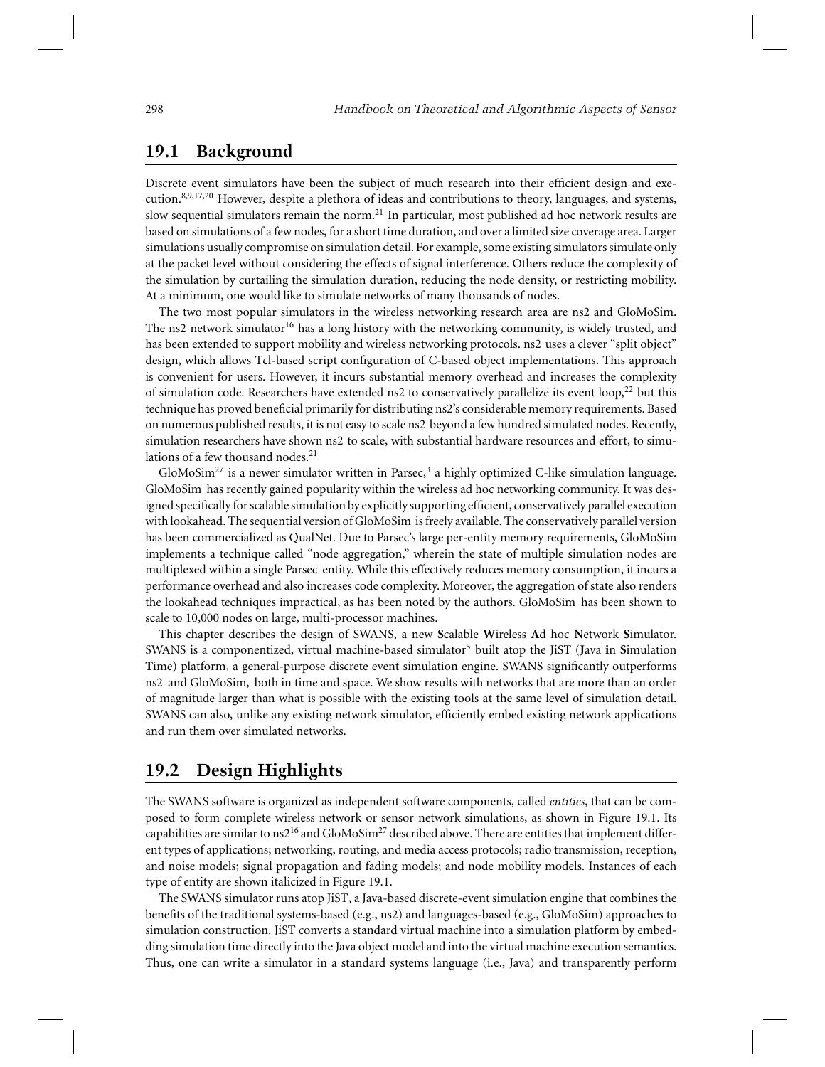## 19.1 Background

Discrete event simulators have been the subject of much research into their efficient design and execution.[8,9,17,20] However, despite a plethora of ideas and contributions to theory, languages, and systems, slow sequential simulators remain the norm.[21] In particular, most published ad hoc network results are based on simulations of a few nodes, for a short time duration, and over a limited size coverage area. Larger simulations usually compromise on simulation detail. For example, some existing simulators simulate only at the packet level without considering the effects of signal interference. Others reduce the complexity of the simulation by curtailing the simulation duration, reducing the node density, or restricting mobility. At a minimum, one would like to simulate networks of many thousands of nodes.

The two most popular simulators in the wireless networking research area are ns2 and GloMoSim. The ns2 network simulator[16] has a long history with the networking community, is widely trusted, and has been extended to support mobility and wireless networking protocols. ns2 uses a clever "split object" design, which allows Tcl-based script configuration of C-based object implementations. This approach is convenient for users. However, it incurs substantial memory overhead and increases the complexity of simulation code. Researchers have extended ns2 to conservatively parallelize its event loop,[22] but this technique has proved beneficial primarily for distributing ns2's considerable memory requirements. Based on numerous published results, it is not easy to scale ns2 beyond a few hundred simulated nodes. Recently, simulation researchers have shown ns2 to scale, with substantial hardware resources and effort, to simulations of a few thousand nodes.[21]

GloMoSim[27] is a newer simulator written in Parsec,[3] a highly optimized C-like simulation language. GloMoSim has recently gained popularity within the wireless ad hoc networking community. It was designed specifically for scalable simulation by explicitly supporting efficient, conservatively parallel execution with lookahead. The sequential version of GloMoSim is freely available. The conservatively parallel version has been commercialized as QualNet. Due to Parsec's large per-entity memory requirements, GloMoSim implements a technique called "node aggregation," wherein the state of multiple simulation nodes are multiplexed within a single Parsec entity. While this effectively reduces memory consumption, it incurs a performance overhead and also increases code complexity. Moreover, the aggregation of state also renders the lookahead techniques impractical, as has been noted by the authors. GloMoSim has been shown to scale to 10,000 nodes on large, multi-processor machines.

This chapter describes the design of SWANS, a new **S**calable **W**ireless **A**d hoc **N**etwork **S**imulator. SWANS is a componentized, virtual machine-based simulator[5] built atop the JiST (**J**ava **i**n **S**imulation **T**ime) platform, a general-purpose discrete event simulation engine. SWANS significantly outperforms ns2 and GloMoSim, both in time and space. We show results with networks that are more than an order of magnitude larger than what is possible with the existing tools at the same level of simulation detail. SWANS can also, unlike any existing network simulator, efficiently embed existing network applications and run them over simulated networks.

## 19.2 Design Highlights

The SWANS software is organized as independent software components, called *entities*, that can be composed to form complete wireless network or sensor network simulations, as shown in Figure 19.1. Its capabilities are similar to ns2[16] and GloMoSim[27] described above. There are entities that implement different types of applications; networking, routing, and media access protocols; radio transmission, reception, and noise models; signal propagation and fading models; and node mobility models. Instances of each type of entity are shown italicized in Figure 19.1.

The SWANS simulator runs atop JiST, a Java-based discrete-event simulation engine that combines the benefits of the traditional systems-based (e.g., ns2) and languages-based (e.g., GloMoSim) approaches to simulation construction. JiST converts a standard virtual machine into a simulation platform by embedding simulation time directly into the Java object model and into the virtual machine execution semantics. Thus, one can write a simulator in a standard systems language (i.e., Java) and transparently perform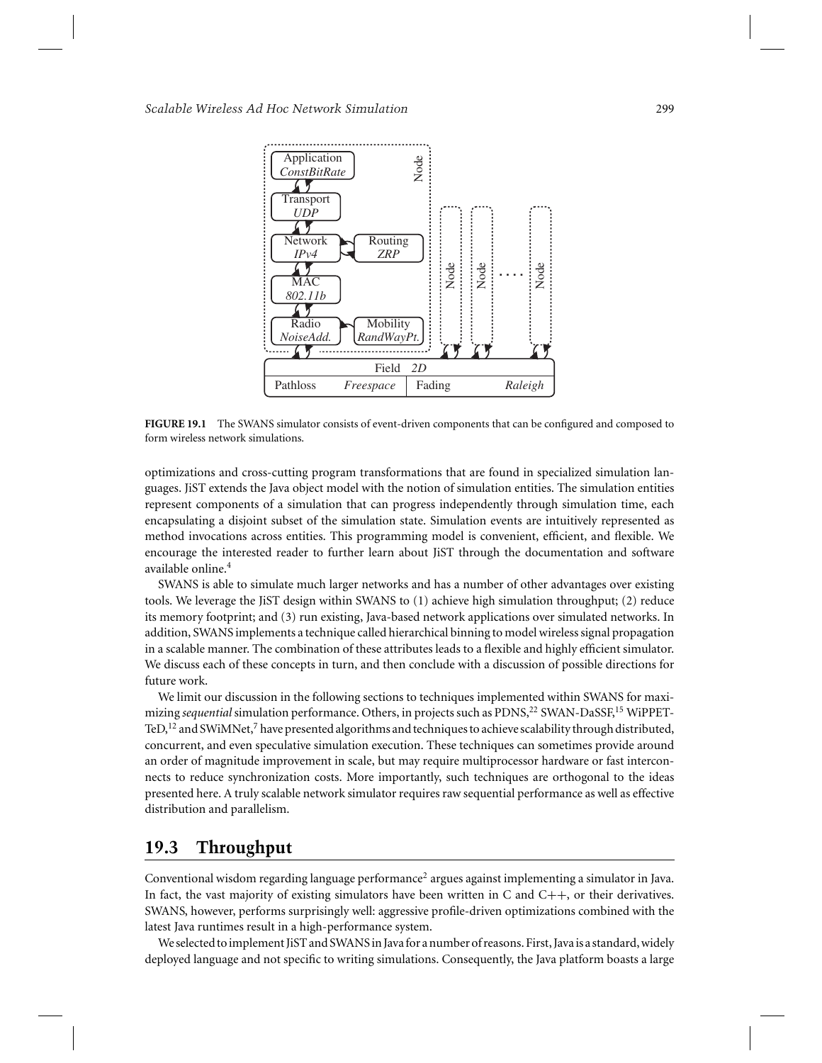FIGURE 19.1 The SWANS simulator consists of event-driven components that can be configured and composed to form wireless network simulations.

optimizations and cross-cutting program transformations that are found in specialized simulation languages. JiST extends the Java object model with the notion of simulation entities. The simulation entities represent components of a simulation that can progress independently through simulation time, each encapsulating a disjoint subset of the simulation state. Simulation events are intuitively represented as method invocations across entities. This programming model is convenient, efficient, and flexible. We encourage the interested reader to further learn about JiST through the documentation and software available online.[4]

SWANS is able to simulate much larger networks and has a number of other advantages over existing tools. We leverage the JiST design within SWANS to (1) achieve high simulation throughput; (2) reduce its memory footprint; and (3) run existing, Java-based network applications over simulated networks. In addition, SWANS implements a technique called hierarchical binning to model wireless signal propagation in a scalable manner. The combination of these attributes leads to a flexible and highly efficient simulator. We discuss each of these concepts in turn, and then conclude with a discussion of possible directions for future work.

We limit our discussion in the following sections to techniques implemented within SWANS for maximizing *sequential* simulation performance. Others, in projects such as PDNS,[22] SWAN-DaSSF,[15] WiPPET-TeD,[12] and SWiMNet,[7] have presented algorithms and techniques to achieve scalability through distributed, concurrent, and even speculative simulation execution. These techniques can sometimes provide around an order of magnitude improvement in scale, but may require multiprocessor hardware or fast interconnects to reduce synchronization costs. More importantly, such techniques are orthogonal to the ideas presented here. A truly scalable network simulator requires raw sequential performance as well as effective distribution and parallelism.

## 19.3 Throughput

Conventional wisdom regarding language performance[2] argues against implementing a simulator in Java. In fact, the vast majority of existing simulators have been written in C and C++, or their derivatives. SWANS, however, performs surprisingly well: aggressive profile-driven optimizations combined with the latest Java runtimes result in a high-performance system.

We selected to implement JiST and SWANS in Java for a number of reasons. First, Java is a standard, widely deployed language and not specific to writing simulations. Consequently, the Java platform boasts a large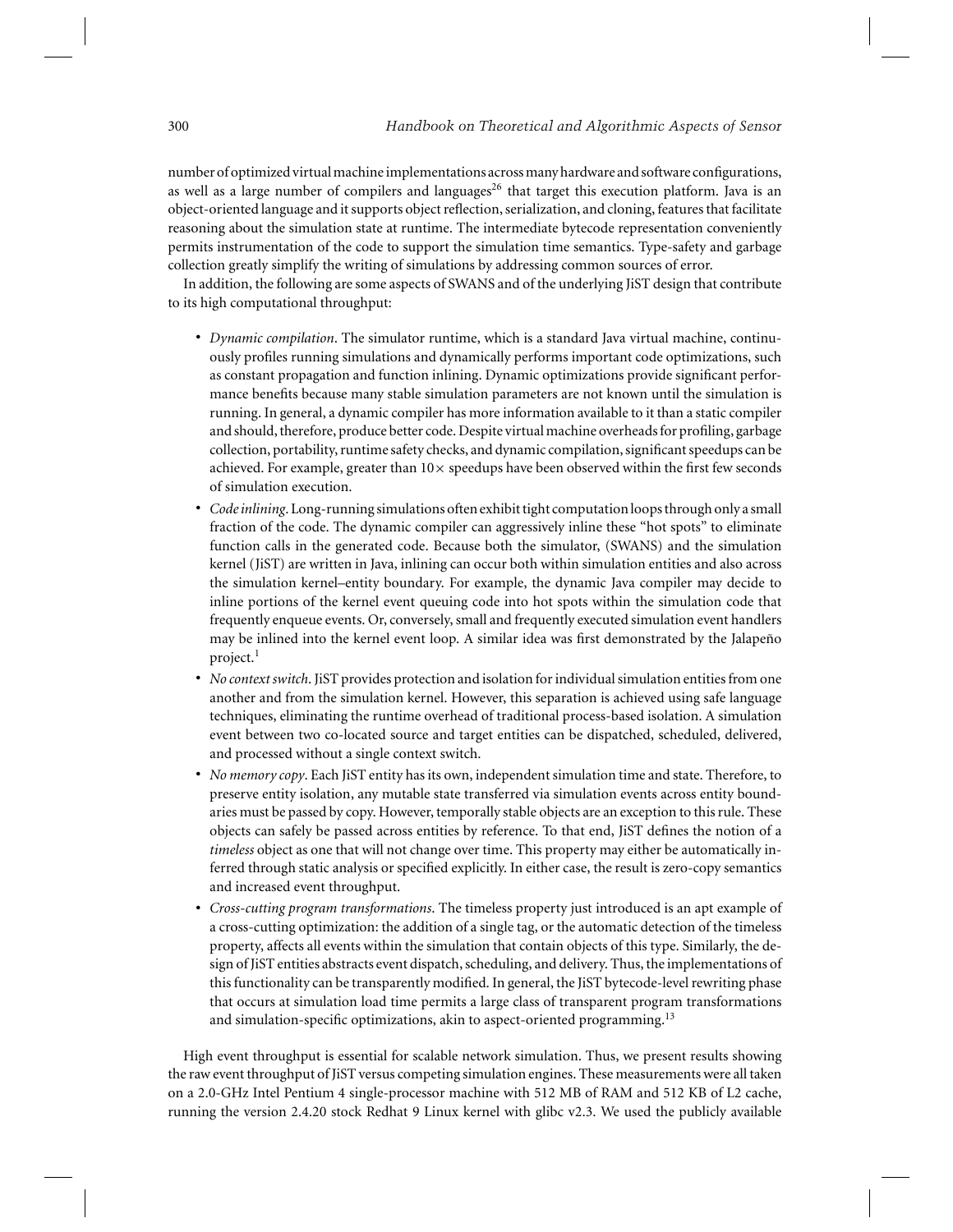number of optimized virtual machine implementations across many hardware and software configurations, as well as a large number of compilers and languages[26] that target this execution platform. Java is an object-oriented language and it supports object reflection, serialization, and cloning, features that facilitate reasoning about the simulation state at runtime. The intermediate bytecode representation conveniently permits instrumentation of the code to support the simulation time semantics. Type-safety and garbage collection greatly simplify the writing of simulations by addressing common sources of error.

In addition, the following are some aspects of SWANS and of the underlying JiST design that contribute to its high computational throughput:

- *Dynamic compilation*. The simulator runtime, which is a standard Java virtual machine, continuously profiles running simulations and dynamically performs important code optimizations, such as constant propagation and function inlining. Dynamic optimizations provide significant performance benefits because many stable simulation parameters are not known until the simulation is running. In general, a dynamic compiler has more information available to it than a static compiler and should, therefore, produce better code. Despite virtual machine overheads for profiling, garbage collection, portability, runtime safety checks, and dynamic compilation, significant speedups can be achieved. For example, greater than 10× speedups have been observed within the first few seconds of simulation execution.
- *Code inlining*. Long-running simulations often exhibit tight computation loops through only a small fraction of the code. The dynamic compiler can aggressively inline these "hot spots" to eliminate function calls in the generated code. Because both the simulator, (SWANS) and the simulation kernel (JiST) are written in Java, inlining can occur both within simulation entities and also across the simulation kernel–entity boundary. For example, the dynamic Java compiler may decide to inline portions of the kernel event queuing code into hot spots within the simulation code that frequently enqueue events. Or, conversely, small and frequently executed simulation event handlers may be inlined into the kernel event loop. A similar idea was first demonstrated by the Jalapeño project.[1]
- *No context switch*. JiST provides protection and isolation for individual simulation entities from one another and from the simulation kernel. However, this separation is achieved using safe language techniques, eliminating the runtime overhead of traditional process-based isolation. A simulation event between two co-located source and target entities can be dispatched, scheduled, delivered, and processed without a single context switch.
- *No memory copy*. Each JiST entity has its own, independent simulation time and state. Therefore, to preserve entity isolation, any mutable state transferred via simulation events across entity boundaries must be passed by copy. However, temporally stable objects are an exception to this rule. These objects can safely be passed across entities by reference. To that end, JiST defines the notion of a *timeless* object as one that will not change over time. This property may either be automatically inferred through static analysis or specified explicitly. In either case, the result is zero-copy semantics and increased event throughput.
- *Cross-cutting program transformations*. The timeless property just introduced is an apt example of a cross-cutting optimization: the addition of a single tag, or the automatic detection of the timeless property, affects all events within the simulation that contain objects of this type. Similarly, the design of JiST entities abstracts event dispatch, scheduling, and delivery. Thus, the implementations of this functionality can be transparently modified. In general, the JiST bytecode-level rewriting phase that occurs at simulation load time permits a large class of transparent program transformations and simulation-specific optimizations, akin to aspect-oriented programming.[13]

High event throughput is essential for scalable network simulation. Thus, we present results showing the raw event throughput of JiST versus competing simulation engines. These measurements were all taken on a 2.0-GHz Intel Pentium 4 single-processor machine with 512 MB of RAM and 512 KB of L2 cache, running the version 2.4.20 stock Redhat 9 Linux kernel with glibc v2.3. We used the publicly available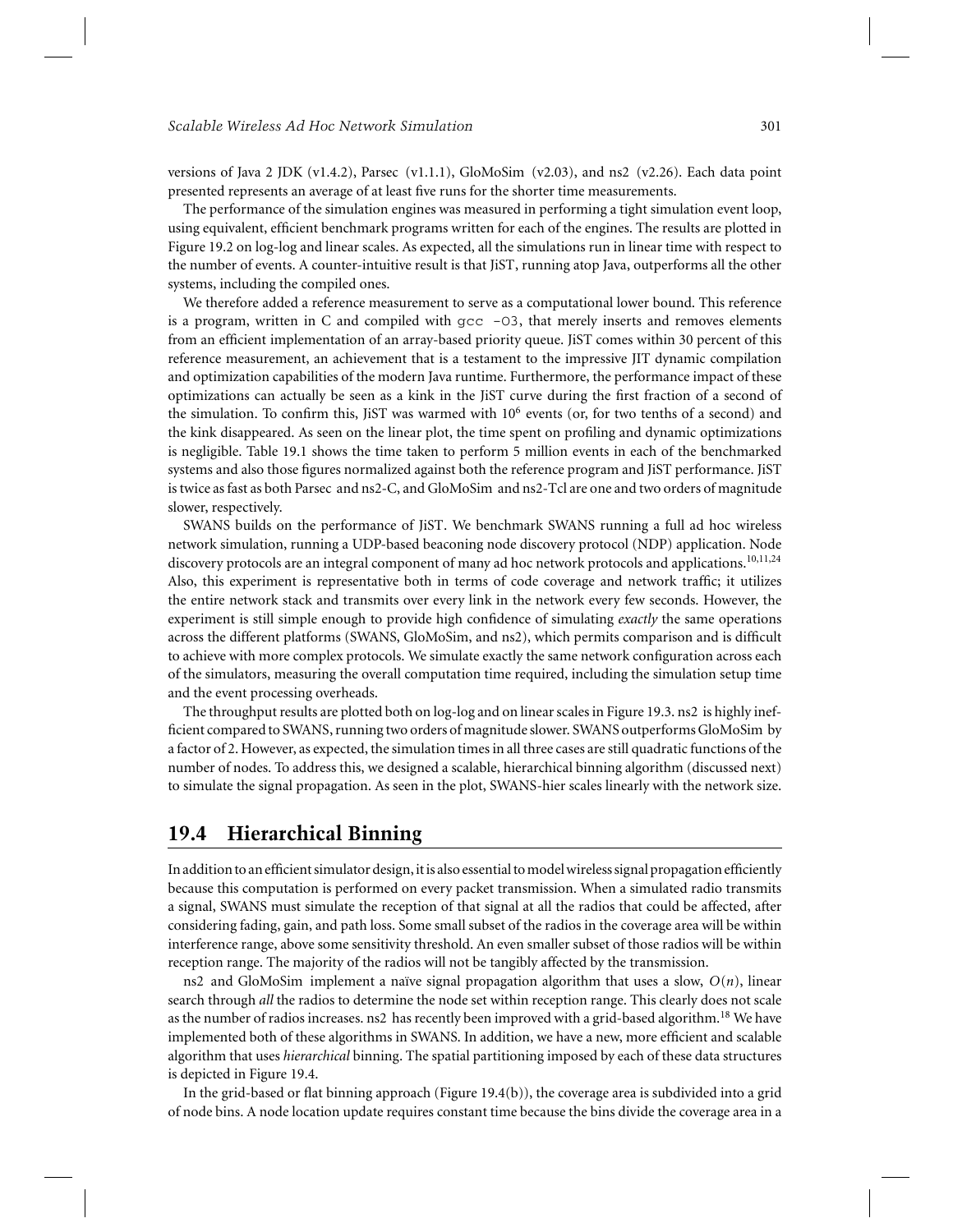versions of Java 2 JDK (v1.4.2), Parsec (v1.1.1), GloMoSim (v2.03), and ns2 (v2.26). Each data point presented represents an average of at least five runs for the shorter time measurements.

The performance of the simulation engines was measured in performing a tight simulation event loop, using equivalent, efficient benchmark programs written for each of the engines. The results are plotted in Figure 19.2 on log-log and linear scales. As expected, all the simulations run in linear time with respect to the number of events. A counter-intuitive result is that JiST, running atop Java, outperforms all the other systems, including the compiled ones.

We therefore added a reference measurement to serve as a computational lower bound. This reference is a program, written in C and compiled with `gcc -O3`, that merely inserts and removes elements from an efficient implementation of an array-based priority queue. JiST comes within 30 percent of this reference measurement, an achievement that is a testament to the impressive JIT dynamic compilation and optimization capabilities of the modern Java runtime. Furthermore, the performance impact of these optimizations can actually be seen as a kink in the JiST curve during the first fraction of a second of the simulation. To confirm this, JiST was warmed with $10^6$ events (or, for two tenths of a second) and the kink disappeared. As seen on the linear plot, the time spent on profiling and dynamic optimizations is negligible. Table 19.1 shows the time taken to perform 5 million events in each of the benchmarked systems and also those figures normalized against both the reference program and JiST performance. JiST is twice as fast as both Parsec and ns2-C, and GloMoSim and ns2-Tcl are one and two orders of magnitude slower, respectively.

SWANS builds on the performance of JiST. We benchmark SWANS running a full ad hoc wireless network simulation, running a UDP-based beaconing node discovery protocol (NDP) application. Node discovery protocols are an integral component of many ad hoc network protocols and applications.[10,11,24] Also, this experiment is representative both in terms of code coverage and network traffic; it utilizes the entire network stack and transmits over every link in the network every few seconds. However, the experiment is still simple enough to provide high confidence of simulating *exactly* the same operations across the different platforms (SWANS, GloMoSim, and ns2), which permits comparison and is difficult to achieve with more complex protocols. We simulate exactly the same network configuration across each of the simulators, measuring the overall computation time required, including the simulation setup time and the event processing overheads.

The throughput results are plotted both on log-log and on linear scales in Figure 19.3. ns2 is highly inefficient compared to SWANS, running two orders of magnitude slower. SWANS outperforms GloMoSim by a factor of 2. However, as expected, the simulation times in all three cases are still quadratic functions of the number of nodes. To address this, we designed a scalable, hierarchical binning algorithm (discussed next) to simulate the signal propagation. As seen in the plot, SWANS-hier scales linearly with the network size.

## 19.4 Hierarchical Binning

In addition to an efficient simulator design, it is also essential to model wireless signal propagation efficiently because this computation is performed on every packet transmission. When a simulated radio transmits a signal, SWANS must simulate the reception of that signal at all the radios that could be affected, after considering fading, gain, and path loss. Some small subset of the radios in the coverage area will be within interference range, above some sensitivity threshold. An even smaller subset of those radios will be within reception range. The majority of the radios will not be tangibly affected by the transmission.

ns2 and GloMoSim implement a naïve signal propagation algorithm that uses a slow, $O(n)$, linear search through *all* the radios to determine the node set within reception range. This clearly does not scale as the number of radios increases. ns2 has recently been improved with a grid-based algorithm.[18] We have implemented both of these algorithms in SWANS. In addition, we have a new, more efficient and scalable algorithm that uses *hierarchical* binning. The spatial partitioning imposed by each of these data structures is depicted in Figure 19.4.

In the grid-based or flat binning approach (Figure 19.4(b)), the coverage area is subdivided into a grid of node bins. A node location update requires constant time because the bins divide the coverage area in a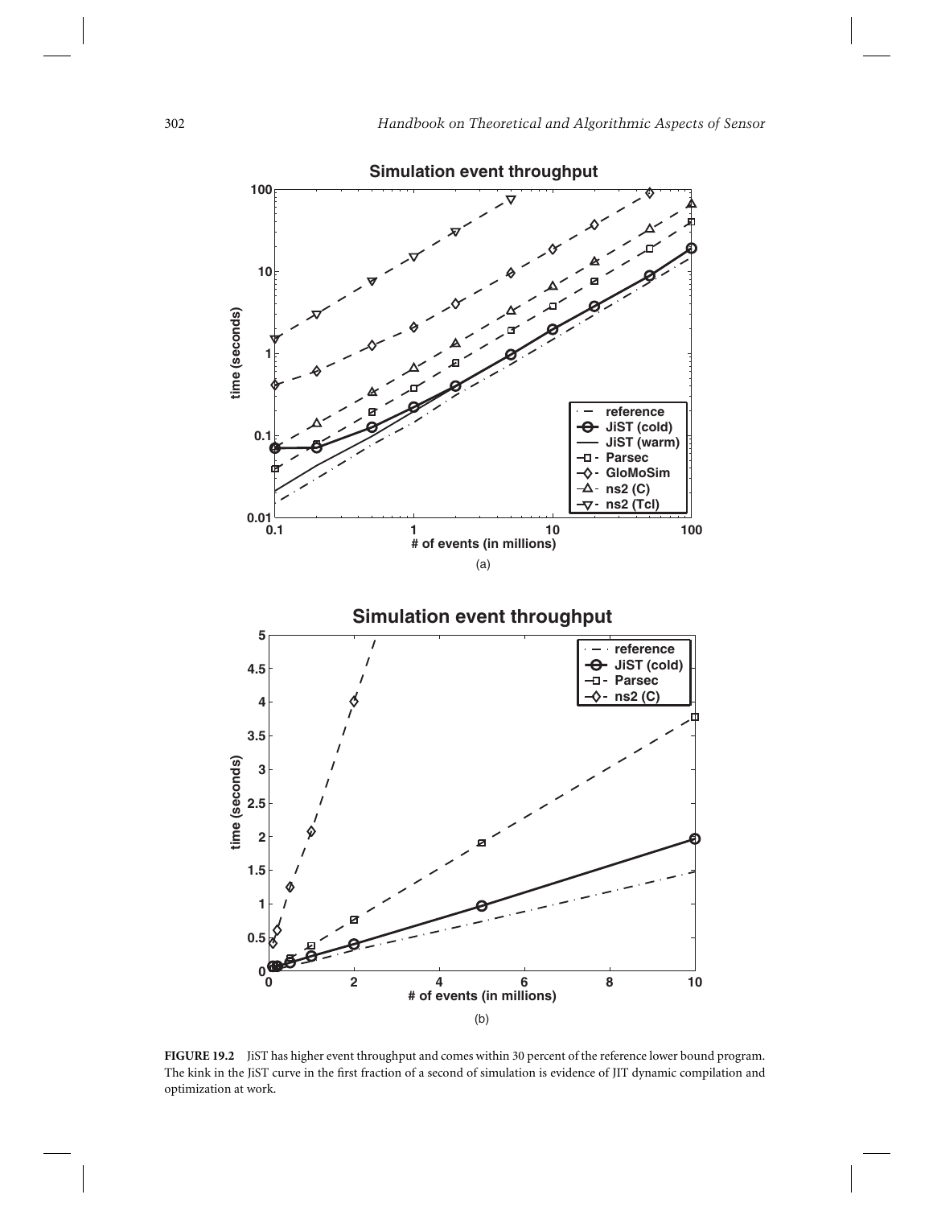**FIGURE 19.2** JiST has higher event throughput and comes within 30 percent of the reference lower bound program. The kink in the JiST curve in the first fraction of a second of simulation is evidence of JIT dynamic compilation and optimization at work.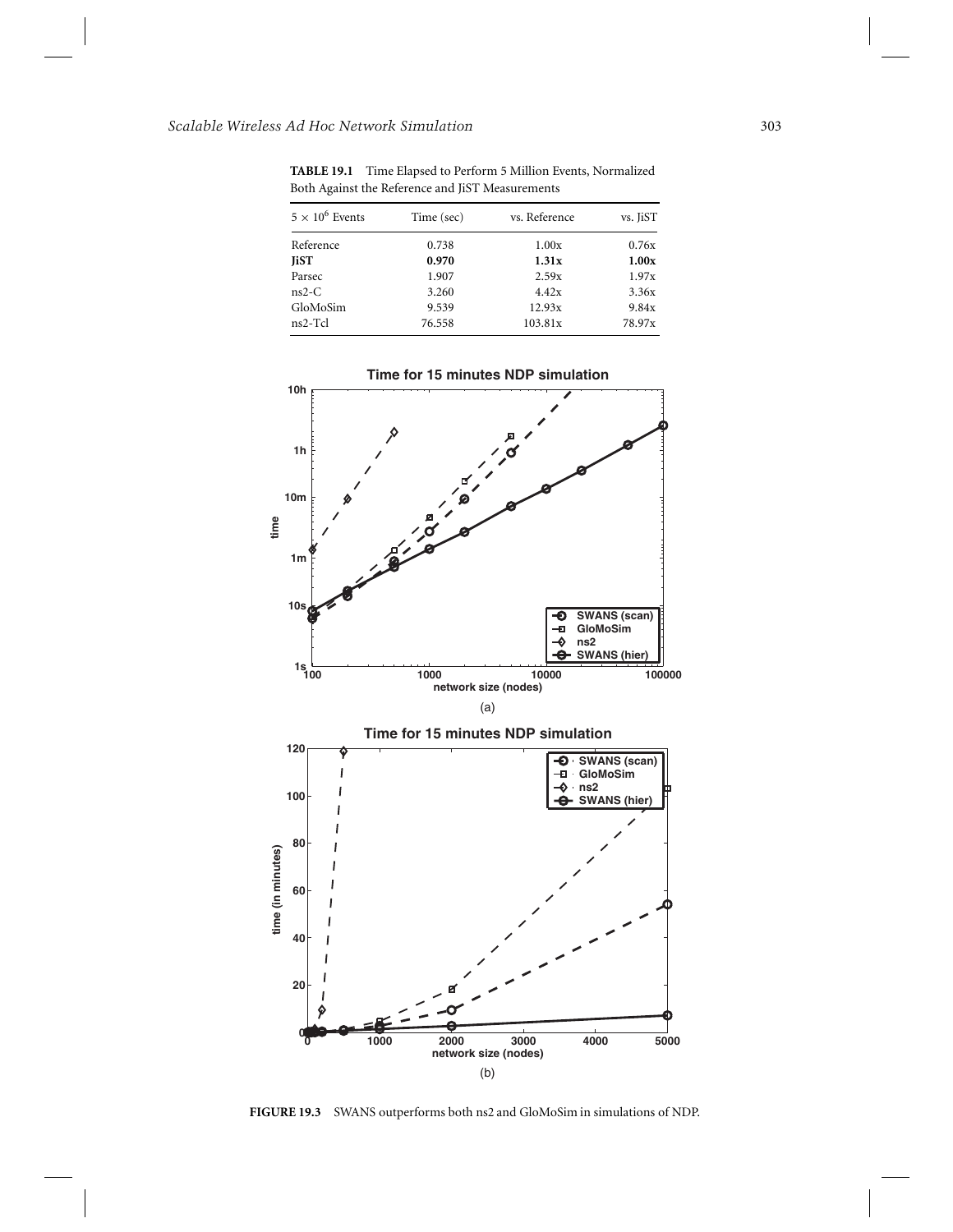**TABLE 19.1** Time Elapsed to Perform 5 Million Events, Normalized Both Against the Reference and JiST Measurements

| $5 \times 10^6$ Events | Time (sec) | vs. Reference | vs. JiST |
|---|---|---|---|
| Reference | 0.738 | 1.00x | 0.76x |
| **JiST** | **0.970** | **1.31x** | **1.00x** |
| Parsec | 1.907 | 2.59x | 1.97x |
| ns2-C | 3.260 | 4.42x | 3.36x |
| GloMoSim | 9.539 | 12.93x | 9.84x |
| ns2-Tcl | 76.558 | 103.81x | 78.97x |

**FIGURE 19.3** SWANS outperforms both ns2 and GloMoSim in simulations of NDP.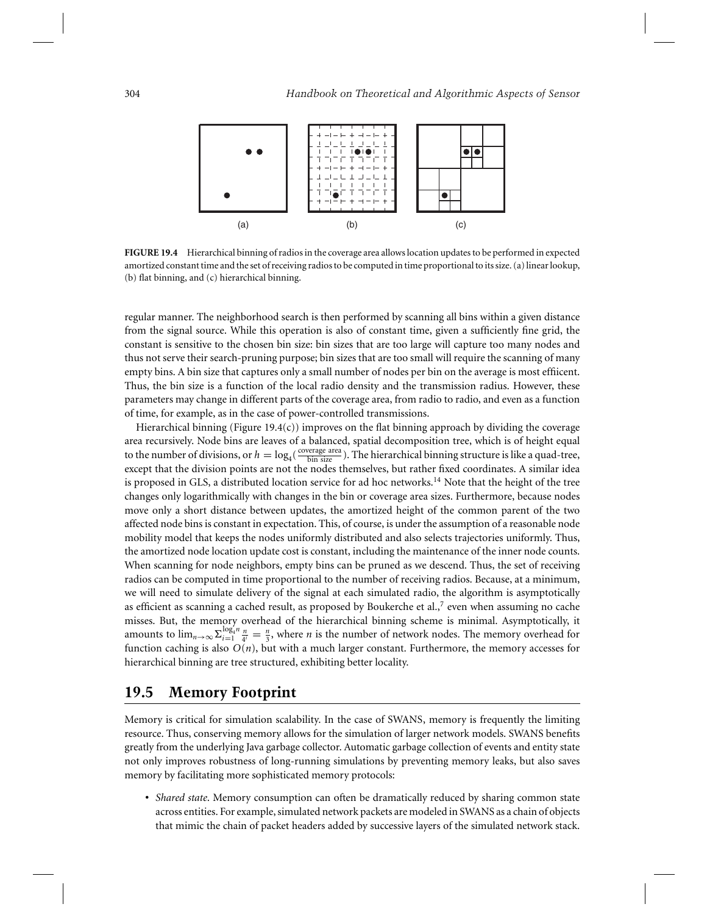(a)

(b)

(c)

**FIGURE 19.4** Hierarchical binning of radios in the coverage area allows location updates to be performed in expected amortized constant time and the set of receiving radios to be computed in time proportional to its size. (a) linear lookup, (b) flat binning, and (c) hierarchical binning.

regular manner. The neighborhood search is then performed by scanning all bins within a given distance from the signal source. While this operation is also of constant time, given a sufficiently fine grid, the constant is sensitive to the chosen bin size: bin sizes that are too large will capture too many nodes and thus not serve their search-pruning purpose; bin sizes that are too small will require the scanning of many empty bins. A bin size that captures only a small number of nodes per bin on the average is most effiicent. Thus, the bin size is a function of the local radio density and the transmission radius. However, these parameters may change in different parts of the coverage area, from radio to radio, and even as a function of time, for example, as in the case of power-controlled transmissions.

Hierarchical binning (Figure 19.4(c)) improves on the flat binning approach by dividing the coverage area recursively. Node bins are leaves of a balanced, spatial decomposition tree, which is of height equal to the number of divisions, or $h = \log_4(\frac{\text{coverage area}}{\text{bin size}})$. The hierarchical binning structure is like a quad-tree, except that the division points are not the nodes themselves, but rather fixed coordinates. A similar idea is proposed in GLS, a distributed location service for ad hoc networks.[14] Note that the height of the tree changes only logarithmically with changes in the bin or coverage area sizes. Furthermore, because nodes move only a short distance between updates, the amortized height of the common parent of the two affected node bins is constant in expectation. This, of course, is under the assumption of a reasonable node mobility model that keeps the nodes uniformly distributed and also selects trajectories uniformly. Thus, the amortized node location update cost is constant, including the maintenance of the inner node counts. When scanning for node neighbors, empty bins can be pruned as we descend. Thus, the set of receiving radios can be computed in time proportional to the number of receiving radios. Because, at a minimum, we will need to simulate delivery of the signal at each simulated radio, the algorithm is asymptotically as efficient as scanning a cached result, as proposed by Boukerche et al.,[7] even when assuming no cache misses. But, the memory overhead of the hierarchical binning scheme is minimal. Asymptotically, it amounts to $\lim_{n\to\infty} \Sigma_{i=1}^{\log_4 n} \frac{n}{4^i} = \frac{n}{3}$, where $n$ is the number of network nodes. The memory overhead for function caching is also $O(n)$, but with a much larger constant. Furthermore, the memory accesses for hierarchical binning are tree structured, exhibiting better locality.

## 19.5 Memory Footprint

Memory is critical for simulation scalability. In the case of SWANS, memory is frequently the limiting resource. Thus, conserving memory allows for the simulation of larger network models. SWANS benefits greatly from the underlying Java garbage collector. Automatic garbage collection of events and entity state not only improves robustness of long-running simulations by preventing memory leaks, but also saves memory by facilitating more sophisticated memory protocols:

- *Shared state.* Memory consumption can often be dramatically reduced by sharing common state across entities. For example, simulated network packets are modeled in SWANS as a chain of objects that mimic the chain of packet headers added by successive layers of the simulated network stack.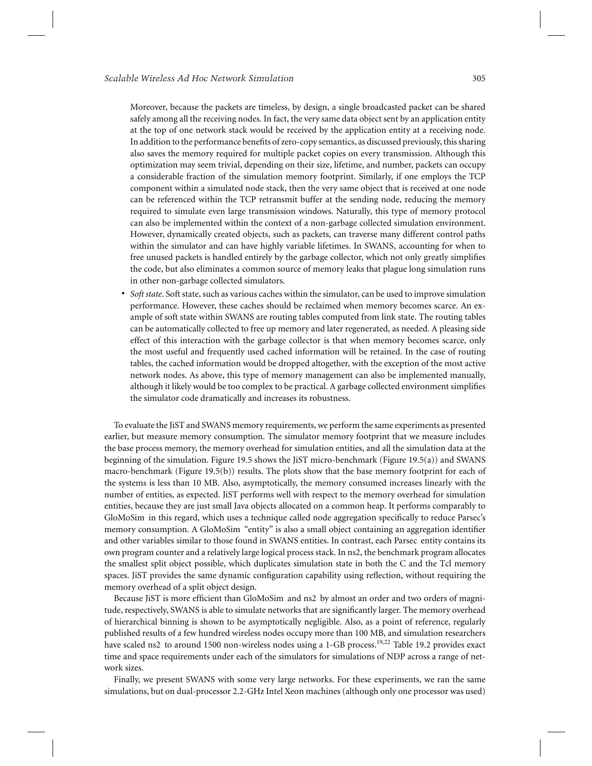Moreover, because the packets are timeless, by design, a single broadcasted packet can be shared safely among all the receiving nodes. In fact, the very same data object sent by an application entity at the top of one network stack would be received by the application entity at a receiving node. In addition to the performance benefits of zero-copy semantics, as discussed previously, this sharing also saves the memory required for multiple packet copies on every transmission. Although this optimization may seem trivial, depending on their size, lifetime, and number, packets can occupy a considerable fraction of the simulation memory footprint. Similarly, if one employs the TCP component within a simulated node stack, then the very same object that is received at one node can be referenced within the TCP retransmit buffer at the sending node, reducing the memory required to simulate even large transmission windows. Naturally, this type of memory protocol can also be implemented within the context of a non-garbage collected simulation environment. However, dynamically created objects, such as packets, can traverse many different control paths within the simulator and can have highly variable lifetimes. In SWANS, accounting for when to free unused packets is handled entirely by the garbage collector, which not only greatly simplifies the code, but also eliminates a common source of memory leaks that plague long simulation runs in other non-garbage collected simulators.

- *Soft state*. Soft state, such as various caches within the simulator, can be used to improve simulation performance. However, these caches should be reclaimed when memory becomes scarce. An example of soft state within SWANS are routing tables computed from link state. The routing tables can be automatically collected to free up memory and later regenerated, as needed. A pleasing side effect of this interaction with the garbage collector is that when memory becomes scarce, only the most useful and frequently used cached information will be retained. In the case of routing tables, the cached information would be dropped altogether, with the exception of the most active network nodes. As above, this type of memory management can also be implemented manually, although it likely would be too complex to be practical. A garbage collected environment simplifies the simulator code dramatically and increases its robustness.

To evaluate the JiST and SWANS memory requirements, we perform the same experiments as presented earlier, but measure memory consumption. The simulator memory footprint that we measure includes the base process memory, the memory overhead for simulation entities, and all the simulation data at the beginning of the simulation. Figure 19.5 shows the JiST micro-benchmark (Figure 19.5(a)) and SWANS macro-benchmark (Figure 19.5(b)) results. The plots show that the base memory footprint for each of the systems is less than 10 MB. Also, asymptotically, the memory consumed increases linearly with the number of entities, as expected. JiST performs well with respect to the memory overhead for simulation entities, because they are just small Java objects allocated on a common heap. It performs comparably to GloMoSim in this regard, which uses a technique called node aggregation specifically to reduce Parsec's memory consumption. A GloMoSim "entity" is also a small object containing an aggregation identifier and other variables similar to those found in SWANS entities. In contrast, each Parsec entity contains its own program counter and a relatively large logical process stack. In ns2, the benchmark program allocates the smallest split object possible, which duplicates simulation state in both the C and the Tcl memory spaces. JiST provides the same dynamic configuration capability using reflection, without requiring the memory overhead of a split object design.

Because JiST is more efficient than GloMoSim and ns2 by almost an order and two orders of magnitude, respectively, SWANS is able to simulate networks that are significantly larger. The memory overhead of hierarchical binning is shown to be asymptotically negligible. Also, as a point of reference, regularly published results of a few hundred wireless nodes occupy more than 100 MB, and simulation researchers have scaled ns2 to around 1500 non-wireless nodes using a 1-GB process.[19,22] Table 19.2 provides exact time and space requirements under each of the simulators for simulations of NDP across a range of network sizes.

Finally, we present SWANS with some very large networks. For these experiments, we ran the same simulations, but on dual-processor 2.2-GHz Intel Xeon machines (although only one processor was used)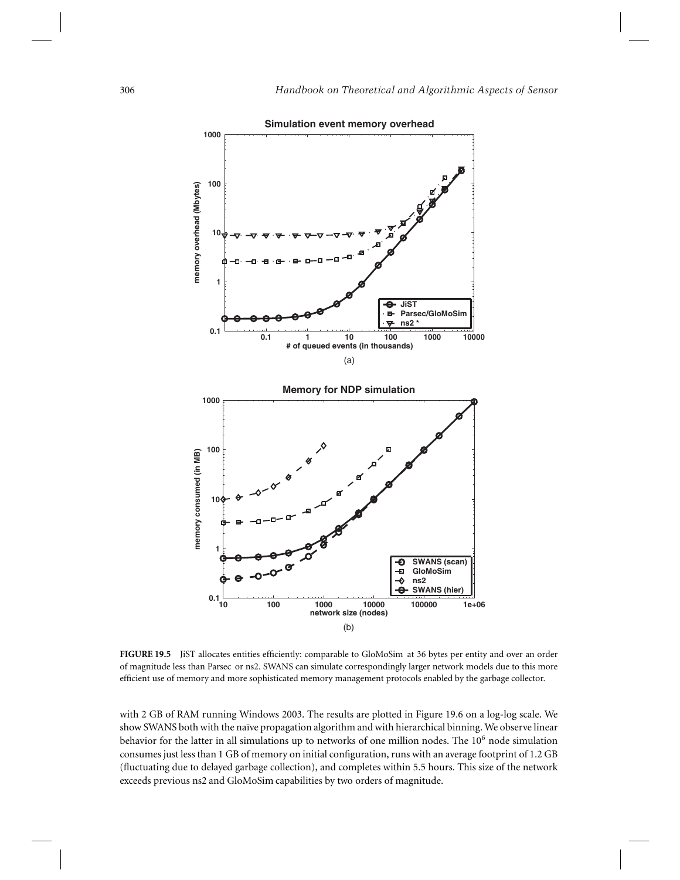**FIGURE 19.5** JiST allocates entities efficiently: comparable to GloMoSim at 36 bytes per entity and over an order of magnitude less than Parsec or ns2. SWANS can simulate correspondingly larger network models due to this more efficient use of memory and more sophisticated memory management protocols enabled by the garbage collector.

with 2 GB of RAM running Windows 2003. The results are plotted in Figure 19.6 on a log-log scale. We show SWANS both with the naïve propagation algorithm and with hierarchical binning. We observe linear behavior for the latter in all simulations up to networks of one million nodes. The $10^6$ node simulation consumes just less than 1 GB of memory on initial configuration, runs with an average footprint of 1.2 GB (fluctuating due to delayed garbage collection), and completes within 5.5 hours. This size of the network exceeds previous ns2 and GloMoSim capabilities by two orders of magnitude.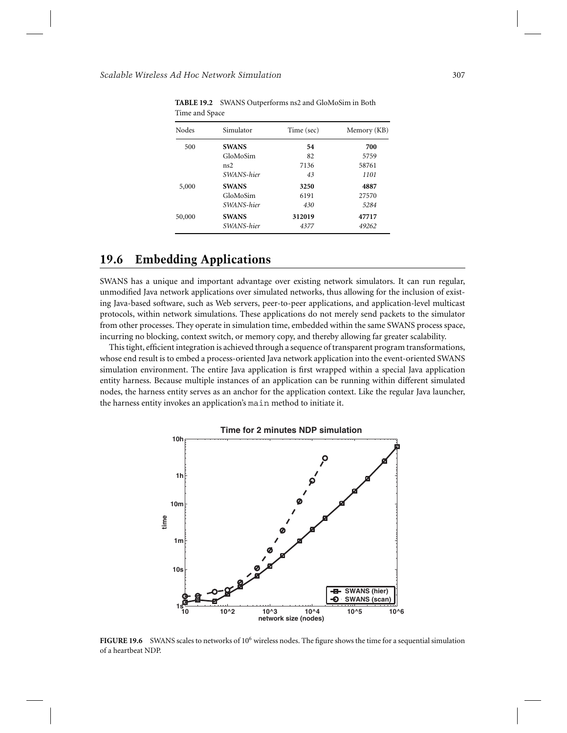**TABLE 19.2** SWANS Outperforms ns2 and GloMoSim in Both Time and Space

| Nodes | Simulator | Time (sec) | Memory (KB) |
|---|---|---|---|
| 500 | **SWANS** | **54** | **700** |
| | GloMoSim | 82 | 5759 |
| | ns2 | 7136 | 58761 |
| | *SWANS-hier* | *43* | *1101* |
| 5,000 | **SWANS** | **3250** | **4887** |
| | GloMoSim | 6191 | 27570 |
| | *SWANS-hier* | *430* | *5284* |
| 50,000 | **SWANS** | **312019** | **47717** |
| | *SWANS-hier* | *4377* | *49262* |

## 19.6 Embedding Applications

SWANS has a unique and important advantage over existing network simulators. It can run regular, unmodified Java network applications over simulated networks, thus allowing for the inclusion of existing Java-based software, such as Web servers, peer-to-peer applications, and application-level multicast protocols, within network simulations. These applications do not merely send packets to the simulator from other processes. They operate in simulation time, embedded within the same SWANS process space, incurring no blocking, context switch, or memory copy, and thereby allowing far greater scalability.

This tight, efficient integration is achieved through a sequence of transparent program transformations, whose end result is to embed a process-oriented Java network application into the event-oriented SWANS simulation environment. The entire Java application is first wrapped within a special Java application entity harness. Because multiple instances of an application can be running within different simulated nodes, the harness entity serves as an anchor for the application context. Like the regular Java launcher, the harness entity invokes an application's `main` method to initiate it.

**FIGURE 19.6** SWANS scales to networks of $10^6$ wireless nodes. The figure shows the time for a sequential simulation of a heartbeat NDP.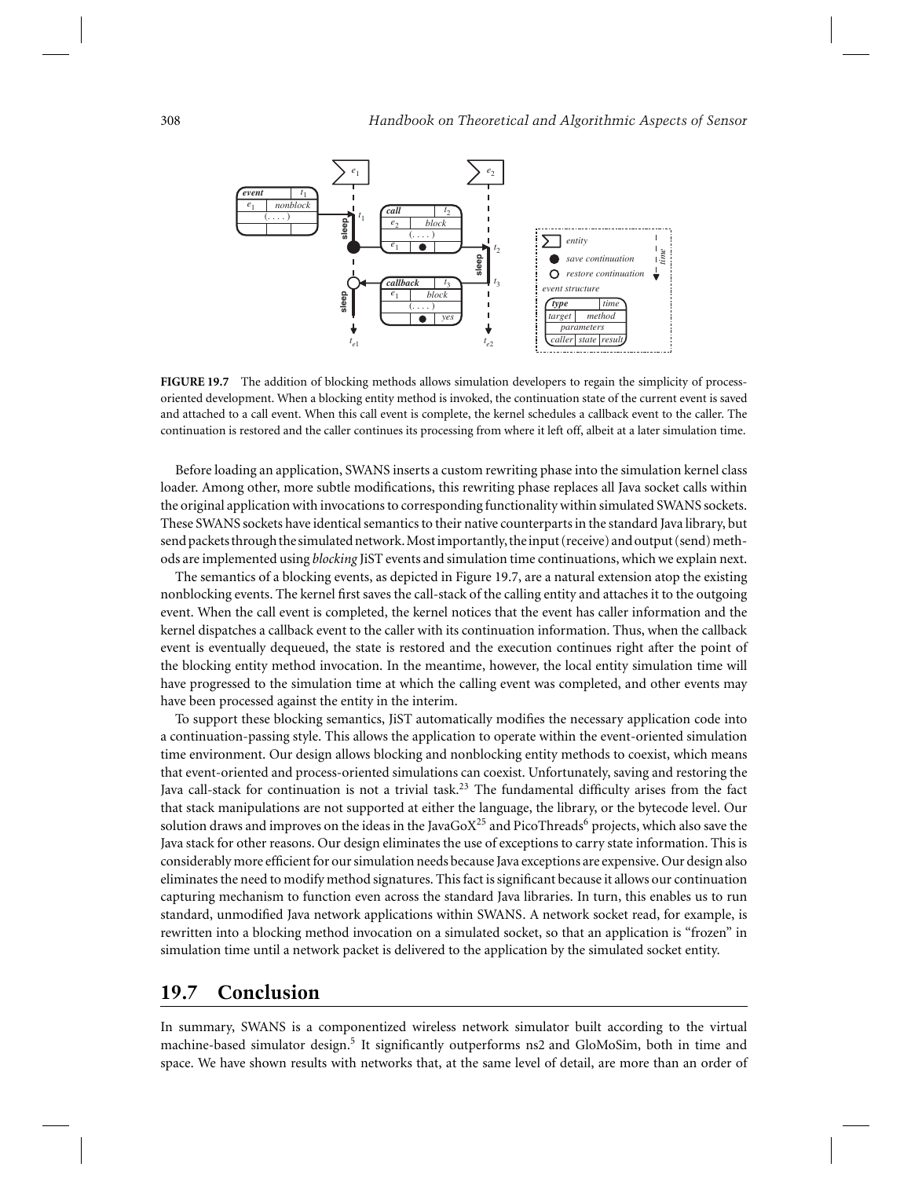FIGURE 19.7 The addition of blocking methods allows simulation developers to regain the simplicity of process-oriented development. When a blocking entity method is invoked, the continuation state of the current event is saved and attached to a call event. When this call event is complete, the kernel schedules a callback event to the caller. The continuation is restored and the caller continues its processing from where it left off, albeit at a later simulation time.

Before loading an application, SWANS inserts a custom rewriting phase into the simulation kernel class loader. Among other, more subtle modifications, this rewriting phase replaces all Java socket calls within the original application with invocations to corresponding functionality within simulated SWANS sockets. These SWANS sockets have identical semantics to their native counterparts in the standard Java library, but send packets through the simulated network. Most importantly, the input (receive) and output (send) methods are implemented using *blocking* JiST events and simulation time continuations, which we explain next.

The semantics of a blocking events, as depicted in Figure 19.7, are a natural extension atop the existing nonblocking events. The kernel first saves the call-stack of the calling entity and attaches it to the outgoing event. When the call event is completed, the kernel notices that the event has caller information and the kernel dispatches a callback event to the caller with its continuation information. Thus, when the callback event is eventually dequeued, the state is restored and the execution continues right after the point of the blocking entity method invocation. In the meantime, however, the local entity simulation time will have progressed to the simulation time at which the calling event was completed, and other events may have been processed against the entity in the interim.

To support these blocking semantics, JiST automatically modifies the necessary application code into a continuation-passing style. This allows the application to operate within the event-oriented simulation time environment. Our design allows blocking and nonblocking entity methods to coexist, which means that event-oriented and process-oriented simulations can coexist. Unfortunately, saving and restoring the Java call-stack for continuation is not a trivial task.[23] The fundamental difficulty arises from the fact that stack manipulations are not supported at either the language, the library, or the bytecode level. Our solution draws and improves on the ideas in the JavaGoX[25] and PicoThreads[6] projects, which also save the Java stack for other reasons. Our design eliminates the use of exceptions to carry state information. This is considerably more efficient for our simulation needs because Java exceptions are expensive. Our design also eliminates the need to modify method signatures. This fact is significant because it allows our continuation capturing mechanism to function even across the standard Java libraries. In turn, this enables us to run standard, unmodified Java network applications within SWANS. A network socket read, for example, is rewritten into a blocking method invocation on a simulated socket, so that an application is "frozen" in simulation time until a network packet is delivered to the application by the simulated socket entity.

## 19.7 Conclusion

In summary, SWANS is a componentized wireless network simulator built according to the virtual machine-based simulator design.[5] It significantly outperforms ns2 and GloMoSim, both in time and space. We have shown results with networks that, at the same level of detail, are more than an order of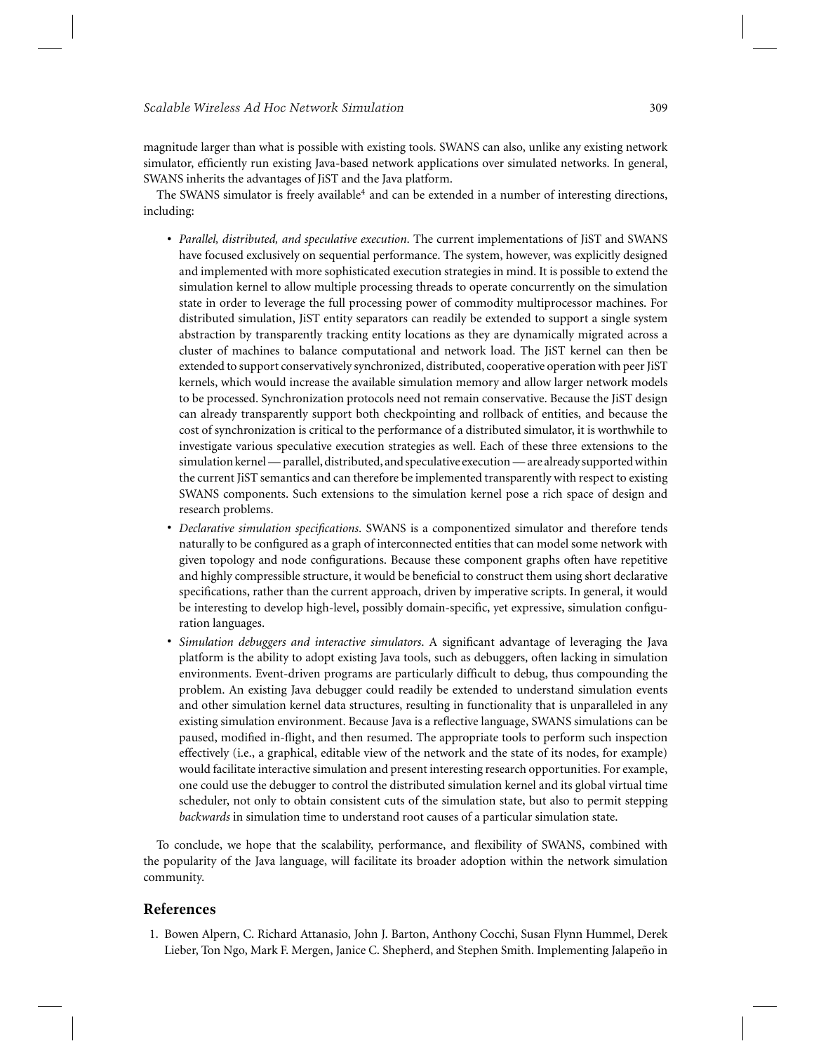magnitude larger than what is possible with existing tools. SWANS can also, unlike any existing network simulator, efficiently run existing Java-based network applications over simulated networks. In general, SWANS inherits the advantages of JiST and the Java platform.

The SWANS simulator is freely available[4] and can be extended in a number of interesting directions, including:

- *Parallel, distributed, and speculative execution*. The current implementations of JiST and SWANS have focused exclusively on sequential performance. The system, however, was explicitly designed and implemented with more sophisticated execution strategies in mind. It is possible to extend the simulation kernel to allow multiple processing threads to operate concurrently on the simulation state in order to leverage the full processing power of commodity multiprocessor machines. For distributed simulation, JiST entity separators can readily be extended to support a single system abstraction by transparently tracking entity locations as they are dynamically migrated across a cluster of machines to balance computational and network load. The JiST kernel can then be extended to support conservatively synchronized, distributed, cooperative operation with peer JiST kernels, which would increase the available simulation memory and allow larger network models to be processed. Synchronization protocols need not remain conservative. Because the JiST design can already transparently support both checkpointing and rollback of entities, and because the cost of synchronization is critical to the performance of a distributed simulator, it is worthwhile to investigate various speculative execution strategies as well. Each of these three extensions to the simulation kernel — parallel, distributed, and speculative execution — are already supported within the current JiST semantics and can therefore be implemented transparently with respect to existing SWANS components. Such extensions to the simulation kernel pose a rich space of design and research problems.
- *Declarative simulation specifications*. SWANS is a componentized simulator and therefore tends naturally to be configured as a graph of interconnected entities that can model some network with given topology and node configurations. Because these component graphs often have repetitive and highly compressible structure, it would be beneficial to construct them using short declarative specifications, rather than the current approach, driven by imperative scripts. In general, it would be interesting to develop high-level, possibly domain-specific, yet expressive, simulation configuration languages.
- *Simulation debuggers and interactive simulators*. A significant advantage of leveraging the Java platform is the ability to adopt existing Java tools, such as debuggers, often lacking in simulation environments. Event-driven programs are particularly difficult to debug, thus compounding the problem. An existing Java debugger could readily be extended to understand simulation events and other simulation kernel data structures, resulting in functionality that is unparalleled in any existing simulation environment. Because Java is a reflective language, SWANS simulations can be paused, modified in-flight, and then resumed. The appropriate tools to perform such inspection effectively (i.e., a graphical, editable view of the network and the state of its nodes, for example) would facilitate interactive simulation and present interesting research opportunities. For example, one could use the debugger to control the distributed simulation kernel and its global virtual time scheduler, not only to obtain consistent cuts of the simulation state, but also to permit stepping *backwards* in simulation time to understand root causes of a particular simulation state.

To conclude, we hope that the scalability, performance, and flexibility of SWANS, combined with the popularity of the Java language, will facilitate its broader adoption within the network simulation community.

## References

1. Bowen Alpern, C. Richard Attanasio, John J. Barton, Anthony Cocchi, Susan Flynn Hummel, Derek Lieber, Ton Ngo, Mark F. Mergen, Janice C. Shepherd, and Stephen Smith. Implementing Jalapeño in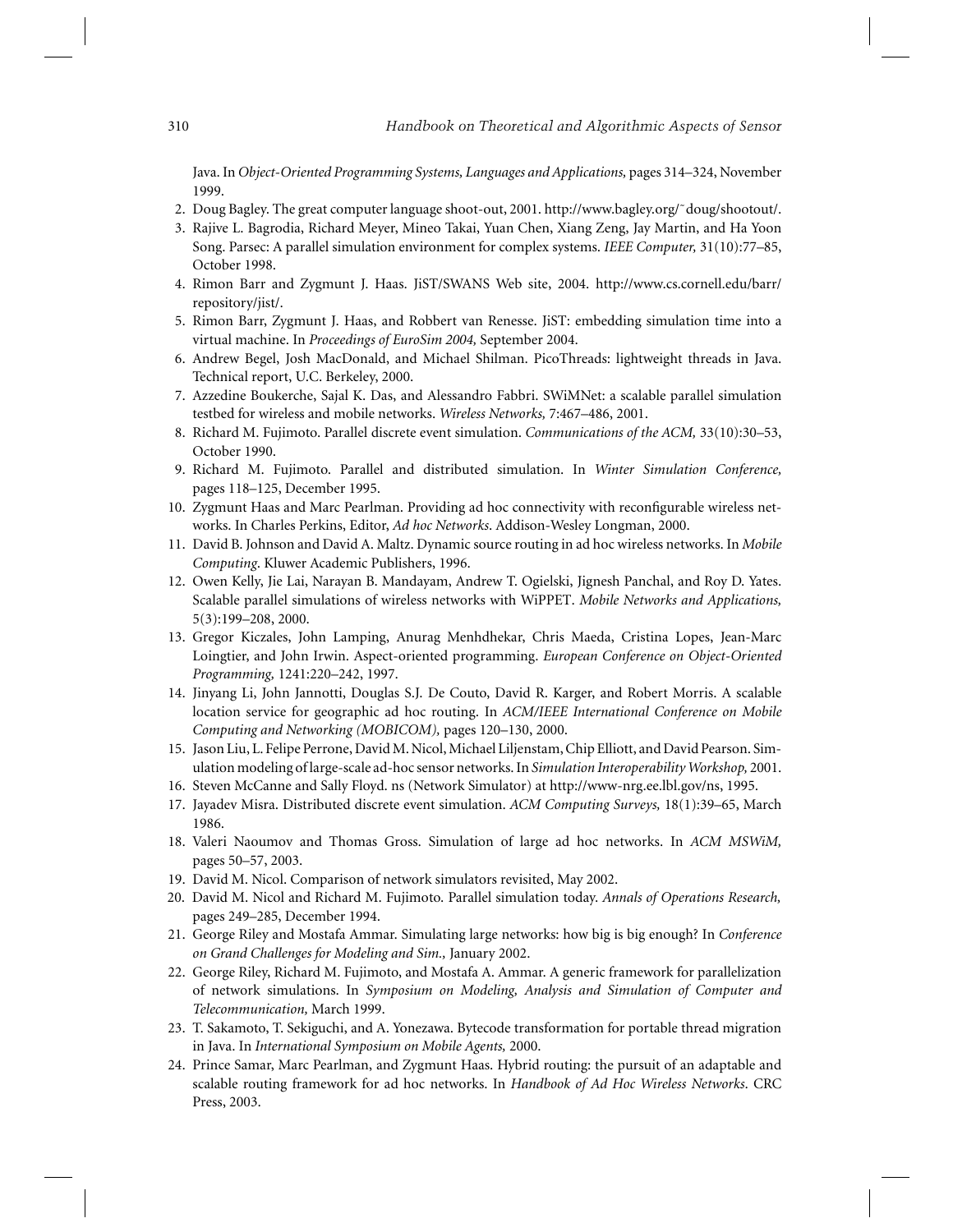Java. In *Object-Oriented Programming Systems, Languages and Applications,* pages 314–324, November 1999.

2. Doug Bagley. The great computer language shoot-out, 2001. http://www.bagley.org/~doug/shootout/.
3. Rajive L. Bagrodia, Richard Meyer, Mineo Takai, Yuan Chen, Xiang Zeng, Jay Martin, and Ha Yoon Song. Parsec: A parallel simulation environment for complex systems. *IEEE Computer,* 31(10):77–85, October 1998.
4. Rimon Barr and Zygmunt J. Haas. JiST/SWANS Web site, 2004. http://www.cs.cornell.edu/barr/repository/jist/.
5. Rimon Barr, Zygmunt J. Haas, and Robbert van Renesse. JiST: embedding simulation time into a virtual machine. In *Proceedings of EuroSim 2004,* September 2004.
6. Andrew Begel, Josh MacDonald, and Michael Shilman. PicoThreads: lightweight threads in Java. Technical report, U.C. Berkeley, 2000.
7. Azzedine Boukerche, Sajal K. Das, and Alessandro Fabbri. SWiMNet: a scalable parallel simulation testbed for wireless and mobile networks. *Wireless Networks,* 7:467–486, 2001.
8. Richard M. Fujimoto. Parallel discrete event simulation. *Communications of the ACM,* 33(10):30–53, October 1990.
9. Richard M. Fujimoto. Parallel and distributed simulation. In *Winter Simulation Conference,* pages 118–125, December 1995.
10. Zygmunt Haas and Marc Pearlman. Providing ad hoc connectivity with reconfigurable wireless networks. In Charles Perkins, Editor, *Ad hoc Networks*. Addison-Wesley Longman, 2000.
11. David B. Johnson and David A. Maltz. Dynamic source routing in ad hoc wireless networks. In *Mobile Computing*. Kluwer Academic Publishers, 1996.
12. Owen Kelly, Jie Lai, Narayan B. Mandayam, Andrew T. Ogielski, Jignesh Panchal, and Roy D. Yates. Scalable parallel simulations of wireless networks with WiPPET. *Mobile Networks and Applications,* 5(3):199–208, 2000.
13. Gregor Kiczales, John Lamping, Anurag Menhdhekar, Chris Maeda, Cristina Lopes, Jean-Marc Loingtier, and John Irwin. Aspect-oriented programming. *European Conference on Object-Oriented Programming,* 1241:220–242, 1997.
14. Jinyang Li, John Jannotti, Douglas S.J. De Couto, David R. Karger, and Robert Morris. A scalable location service for geographic ad hoc routing. In *ACM/IEEE International Conference on Mobile Computing and Networking (MOBICOM),* pages 120–130, 2000.
15. Jason Liu, L. Felipe Perrone, David M. Nicol, Michael Liljenstam, Chip Elliott, and David Pearson. Simulation modeling of large-scale ad-hoc sensor networks. In *Simulation Interoperability Workshop,* 2001.
16. Steven McCanne and Sally Floyd. ns (Network Simulator) at http://www-nrg.ee.lbl.gov/ns, 1995.
17. Jayadev Misra. Distributed discrete event simulation. *ACM Computing Surveys,* 18(1):39–65, March 1986.
18. Valeri Naoumov and Thomas Gross. Simulation of large ad hoc networks. In *ACM MSWiM,* pages 50–57, 2003.
19. David M. Nicol. Comparison of network simulators revisited, May 2002.
20. David M. Nicol and Richard M. Fujimoto. Parallel simulation today. *Annals of Operations Research,* pages 249–285, December 1994.
21. George Riley and Mostafa Ammar. Simulating large networks: how big is big enough? In *Conference on Grand Challenges for Modeling and Sim.,* January 2002.
22. George Riley, Richard M. Fujimoto, and Mostafa A. Ammar. A generic framework for parallelization of network simulations. In *Symposium on Modeling, Analysis and Simulation of Computer and Telecommunication,* March 1999.
23. T. Sakamoto, T. Sekiguchi, and A. Yonezawa. Bytecode transformation for portable thread migration in Java. In *International Symposium on Mobile Agents,* 2000.
24. Prince Samar, Marc Pearlman, and Zygmunt Haas. Hybrid routing: the pursuit of an adaptable and scalable routing framework for ad hoc networks. In *Handbook of Ad Hoc Wireless Networks*. CRC Press, 2003.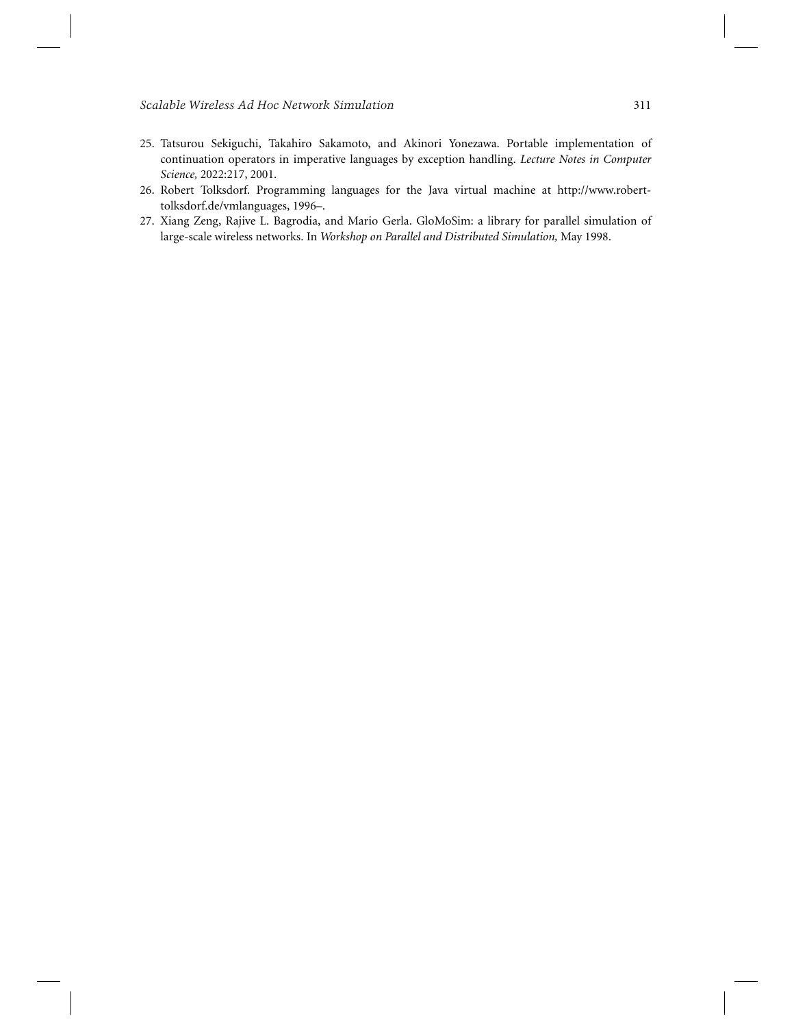25. Tatsurou Sekiguchi, Takahiro Sakamoto, and Akinori Yonezawa. Portable implementation of continuation operators in imperative languages by exception handling. *Lecture Notes in Computer Science,* 2022:217, 2001.
26. Robert Tolksdorf. Programming languages for the Java virtual machine at http://www.robert-tolksdorf.de/vmlanguages, 1996–.
27. Xiang Zeng, Rajive L. Bagrodia, and Mario Gerla. GloMoSim: a library for parallel simulation of large-scale wireless networks. In *Workshop on Parallel and Distributed Simulation,* May 1998.